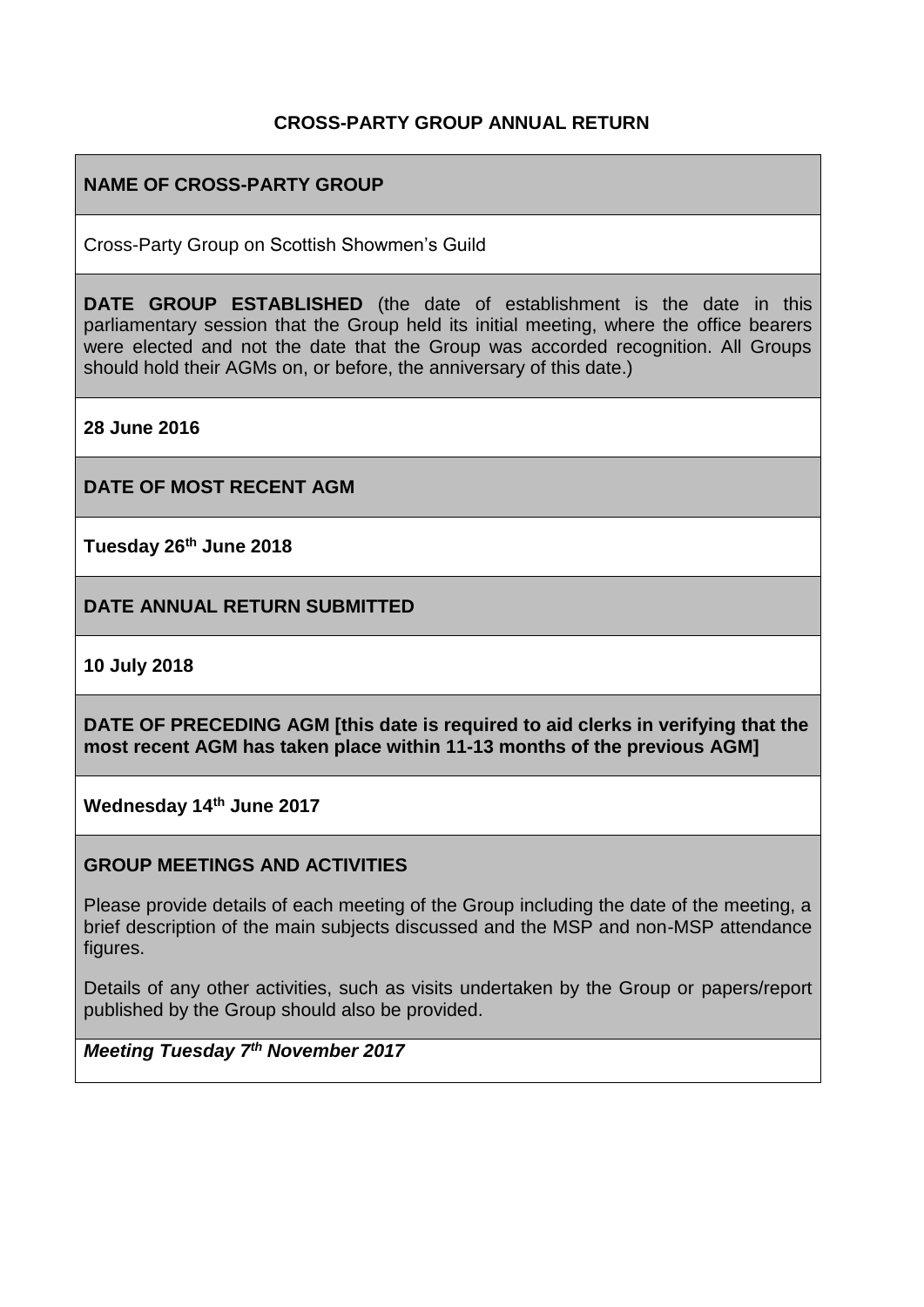# CROSS-PARTY GROUP ANNUAL RETURN

## NAME OF CROSS-PARTY GROUP

Cross-Party Group on Scottish Showmen's Guild

## DATE GROUP ESTABLISHED

**DATE GROUP ESTABLISHED** (the date of establishment is the date in this parliamentary session that the Group held its initial meeting, where the office bearers were elected and not the date that the Group was accorded recognition. All Groups should hold their AGMs on, or before, the anniversary of this date.)

**28 June 2016**

## DATE OF MOST RECENT AGM

**Tuesday 26th June 2018**

## DATE ANNUAL RETURN SUBMITTED

**10 July 2018**

## DATE OF PRECEDING AGM

**DATE OF PRECEDING AGM [this date is required to aid clerks in verifying that the most recent AGM has taken place within 11-13 months of the previous AGM]**

**Wednesday 14th June 2017**

## GROUP MEETINGS AND ACTIVITIES

Please provide details of each meeting of the Group including the date of the meeting, a brief description of the main subjects discussed and the MSP and non-MSP attendance figures.

Details of any other activities, such as visits undertaken by the Group or papers/report published by the Group should also be provided.

***Meeting Tuesday 7th November 2017***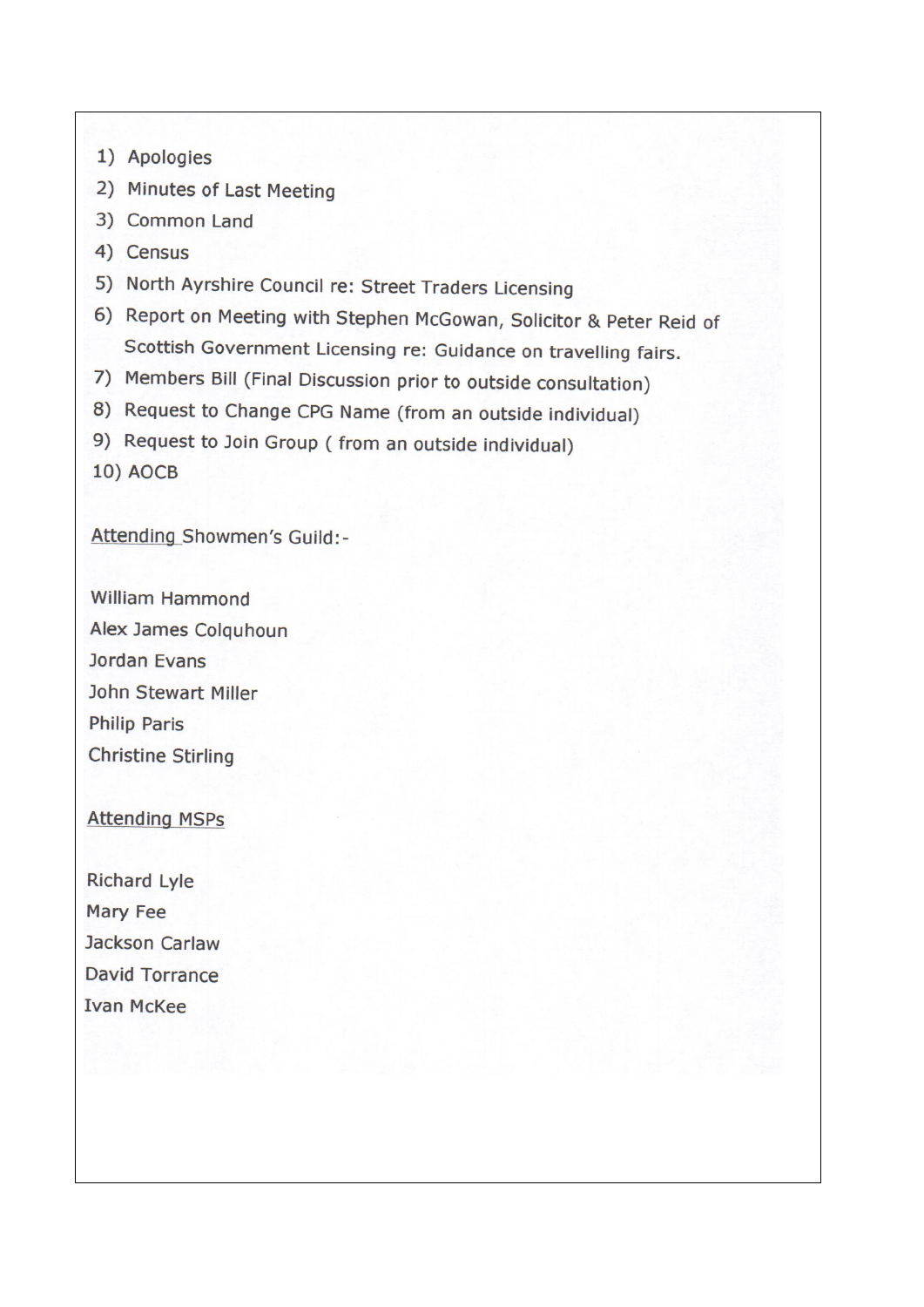1) Apologies
2) Minutes of Last Meeting
3) Common Land
4) Census
5) North Ayrshire Council re: Street Traders Licensing
6) Report on Meeting with Stephen McGowan, Solicitor & Peter Reid of Scottish Government Licensing re: Guidance on travelling fairs.
7) Members Bill (Final Discussion prior to outside consultation)
8) Request to Change CPG Name (from an outside individual)
9) Request to Join Group ( from an outside individual)
10) AOCB

<u>Attending</u> Showmen's Guild:-

William Hammond
Alex James Colquhoun
Jordan Evans
John Stewart Miller
Philip Paris
Christine Stirling

<u>Attending MSPs</u>

Richard Lyle
Mary Fee
Jackson Carlaw
David Torrance
Ivan McKee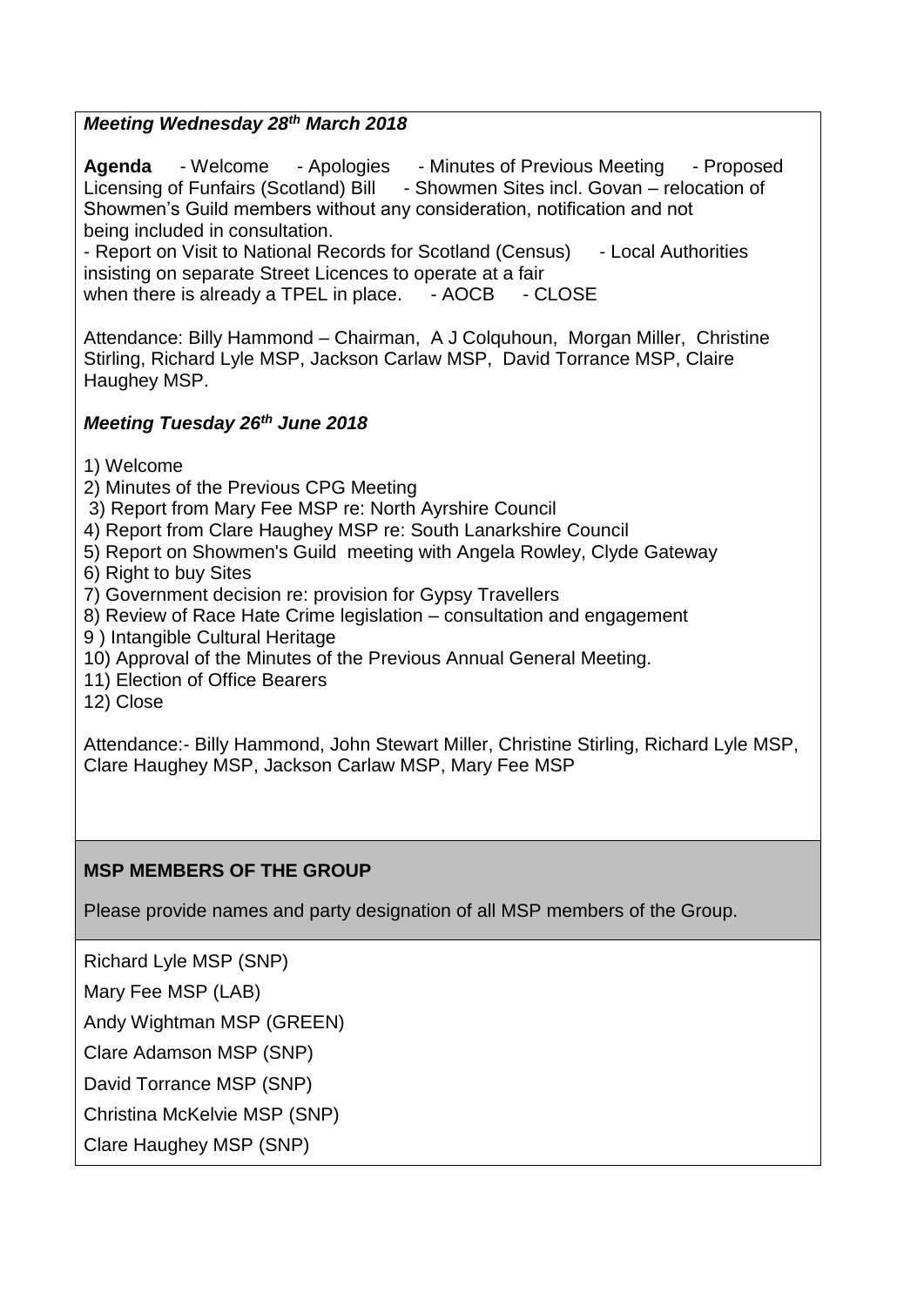***Meeting Wednesday 28th March 2018***

**Agenda** - Welcome - Apologies - Minutes of Previous Meeting - Proposed Licensing of Funfairs (Scotland) Bill - Showmen Sites incl. Govan – relocation of Showmen's Guild members without any consideration, notification and not being included in consultation.
- Report on Visit to National Records for Scotland (Census) - Local Authorities insisting on separate Street Licences to operate at a fair when there is already a TPEL in place. - AOCB - CLOSE

Attendance: Billy Hammond – Chairman, A J Colquhoun, Morgan Miller, Christine Stirling, Richard Lyle MSP, Jackson Carlaw MSP, David Torrance MSP, Claire Haughey MSP.

***Meeting Tuesday 26th June 2018***

1) Welcome
2) Minutes of the Previous CPG Meeting
3) Report from Mary Fee MSP re: North Ayrshire Council
4) Report from Clare Haughey MSP re: South Lanarkshire Council
5) Report on Showmen's Guild meeting with Angela Rowley, Clyde Gateway
6) Right to buy Sites
7) Government decision re: provision for Gypsy Travellers
8) Review of Race Hate Crime legislation – consultation and engagement
9 ) Intangible Cultural Heritage
10) Approval of the Minutes of the Previous Annual General Meeting.
11) Election of Office Bearers
12) Close

Attendance:- Billy Hammond, John Stewart Miller, Christine Stirling, Richard Lyle MSP, Clare Haughey MSP, Jackson Carlaw MSP, Mary Fee MSP

**MSP MEMBERS OF THE GROUP**

Please provide names and party designation of all MSP members of the Group.

Richard Lyle MSP (SNP)

Mary Fee MSP (LAB)

Andy Wightman MSP (GREEN)

Clare Adamson MSP (SNP)

David Torrance MSP (SNP)

Christina McKelvie MSP (SNP)

Clare Haughey MSP (SNP)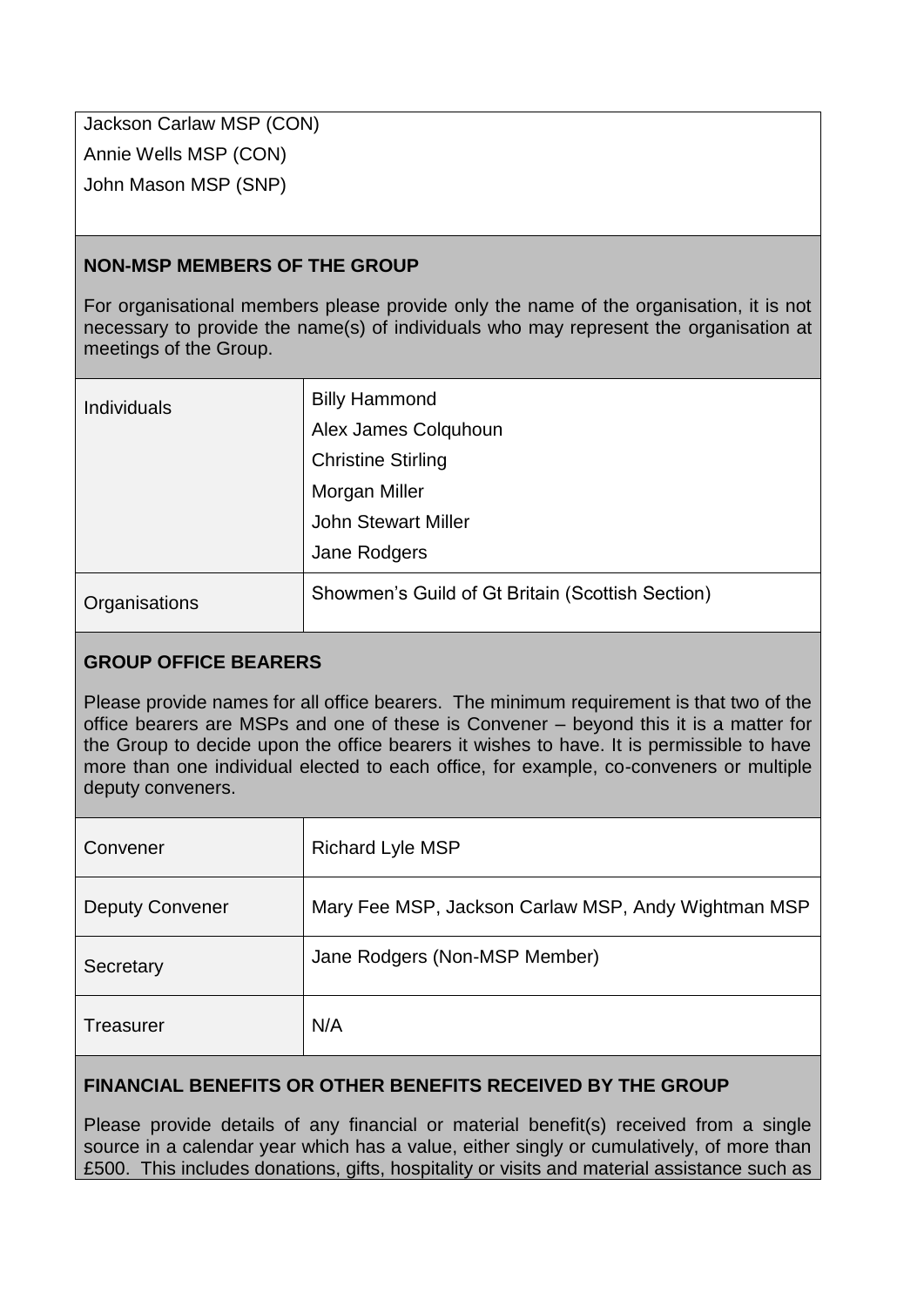Jackson Carlaw MSP (CON)

Annie Wells MSP (CON)

John Mason MSP (SNP)

**NON-MSP MEMBERS OF THE GROUP**

For organisational members please provide only the name of the organisation, it is not necessary to provide the name(s) of individuals who may represent the organisation at meetings of the Group.

| | |
|---|---|
| Individuals | Billy Hammond<br>Alex James Colquhoun<br>Christine Stirling<br>Morgan Miller<br>John Stewart Miller<br>Jane Rodgers |
| Organisations | Showmen's Guild of Gt Britain (Scottish Section) |

**GROUP OFFICE BEARERS**

Please provide names for all office bearers. The minimum requirement is that two of the office bearers are MSPs and one of these is Convener – beyond this it is a matter for the Group to decide upon the office bearers it wishes to have. It is permissible to have more than one individual elected to each office, for example, co-conveners or multiple deputy conveners.

| | |
|---|---|
| Convener | Richard Lyle MSP |
| Deputy Convener | Mary Fee MSP, Jackson Carlaw MSP, Andy Wightman MSP |
| Secretary | Jane Rodgers (Non-MSP Member) |
| Treasurer | N/A |

**FINANCIAL BENEFITS OR OTHER BENEFITS RECEIVED BY THE GROUP**

Please provide details of any financial or material benefit(s) received from a single source in a calendar year which has a value, either singly or cumulatively, of more than £500. This includes donations, gifts, hospitality or visits and material assistance such as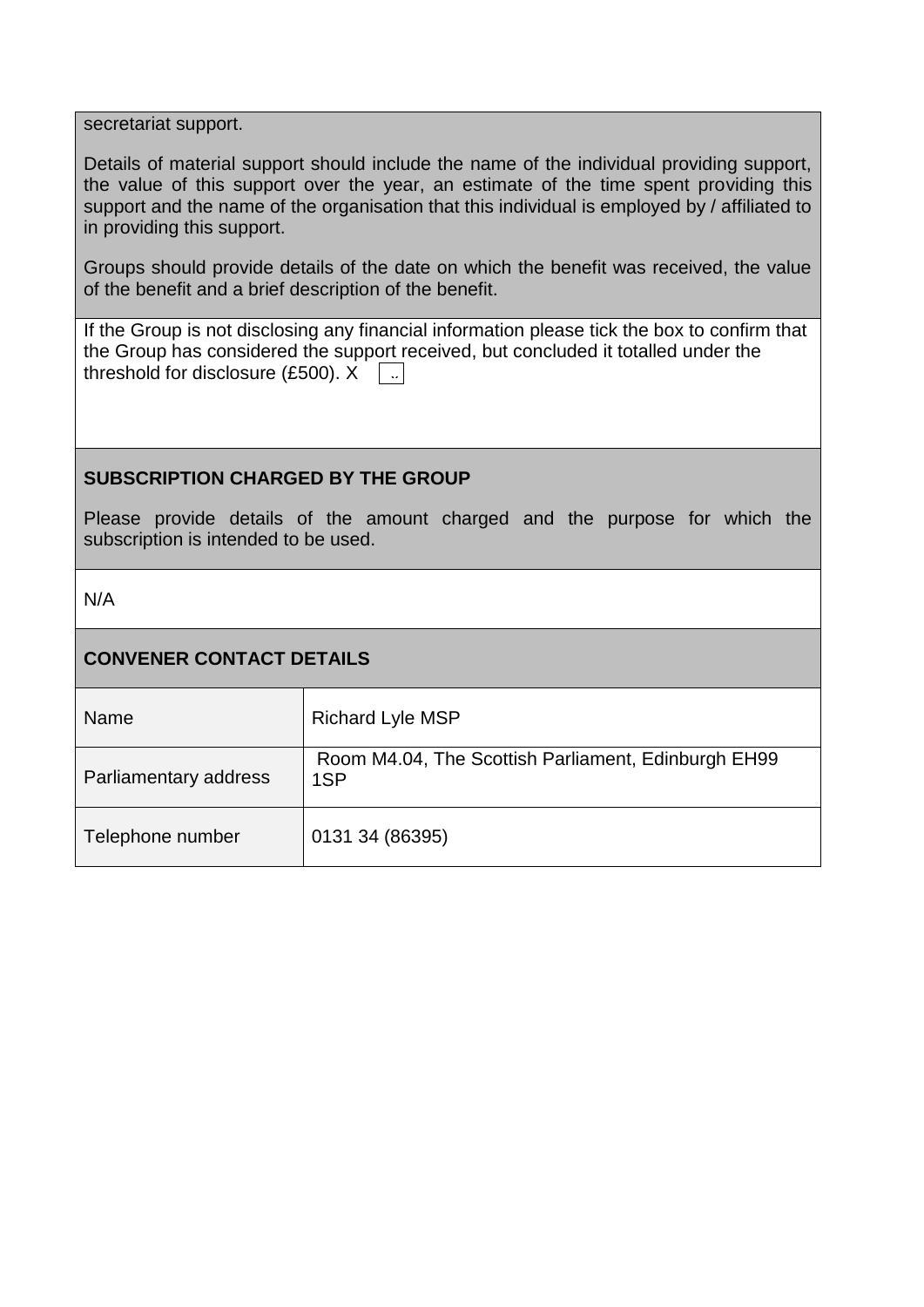secretariat support.

Details of material support should include the name of the individual providing support, the value of this support over the year, an estimate of the time spent providing this support and the name of the organisation that this individual is employed by / affiliated to in providing this support.

Groups should provide details of the date on which the benefit was received, the value of the benefit and a brief description of the benefit.

If the Group is not disclosing any financial information please tick the box to confirm that the Group has considered the support received, but concluded it totalled under the threshold for disclosure (£500). X ..

**SUBSCRIPTION CHARGED BY THE GROUP**

Please provide details of the amount charged and the purpose for which the subscription is intended to be used.

N/A

**CONVENER CONTACT DETAILS**

| | |
|---|---|
| Name | Richard Lyle MSP |
| Parliamentary address | Room M4.04, The Scottish Parliament, Edinburgh EH99 1SP |
| Telephone number | 0131 34 (86395) |